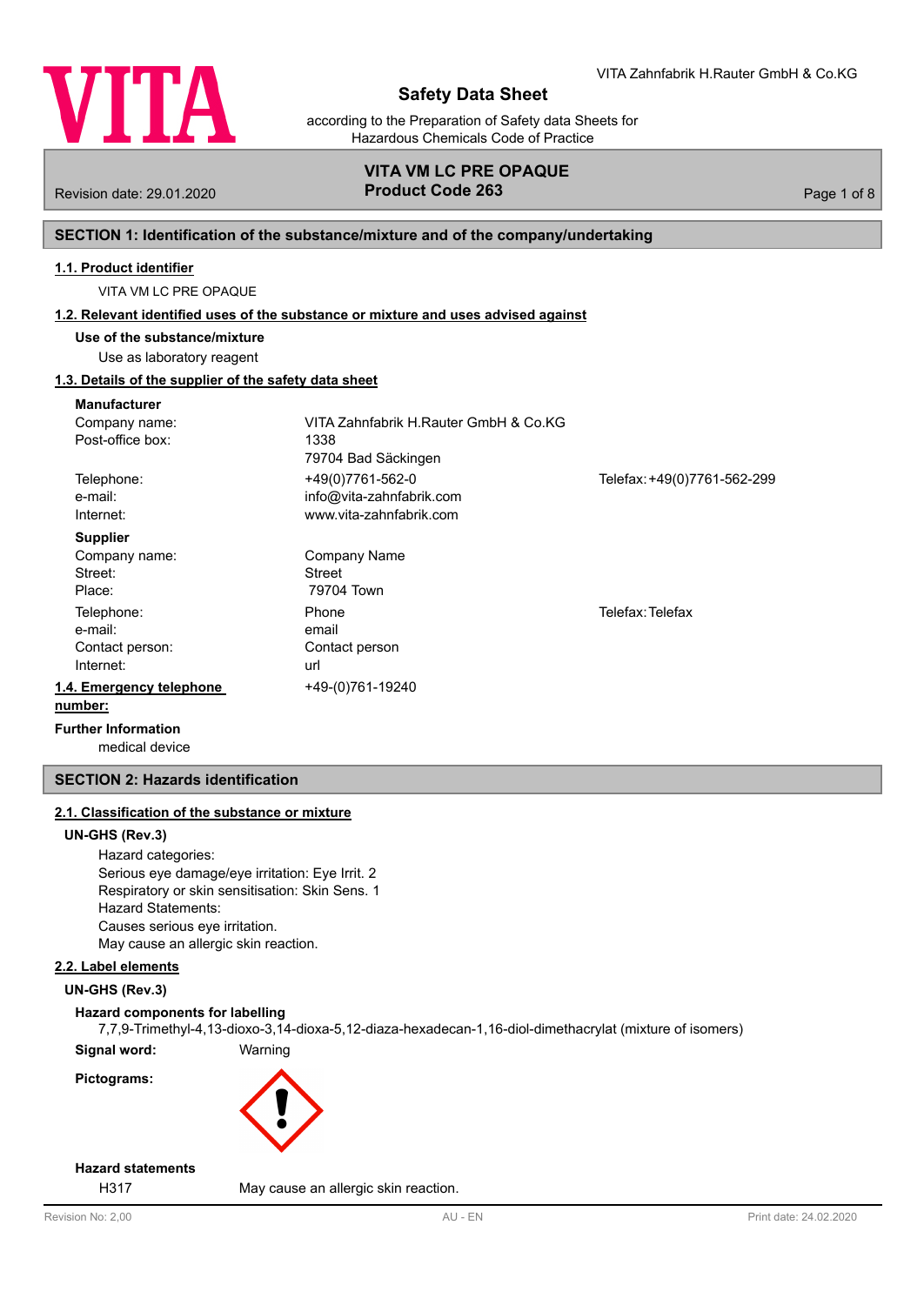VITA Zahnfabrik H.Rauter GmbH & Co.KG

# Safety Data Sheet

according to the Preparation of Safety data Sheets for Hazardous Chemicals Code of Practice

**VITA VM LC PRE OPAQUE**
**Product Code 263**

Revision date: 29.01.2020

## SECTION 1: Identification of the substance/mixture and of the company/undertaking

### 1.1. Product identifier

VITA VM LC PRE OPAQUE

### 1.2. Relevant identified uses of the substance or mixture and uses advised against

**Use of the substance/mixture**

Use as laboratory reagent

### 1.3. Details of the supplier of the safety data sheet

**Manufacturer**

| | | |
|---|---|---|
| Company name: | VITA Zahnfabrik H.Rauter GmbH & Co.KG | |
| Post-office box: | 1338<br>79704 Bad Säckingen | |
| Telephone: | +49(0)7761-562-0 | Telefax: +49(0)7761-562-299 |
| e-mail: | info@vita-zahnfabrik.com | |
| Internet: | www.vita-zahnfabrik.com | |

**Supplier**

| | | |
|---|---|---|
| Company name: | Company Name | |
| Street: | Street | |
| Place: | 79704 Town | |
| Telephone: | Phone | Telefax: Telefax |
| e-mail: | email | |
| Contact person: | Contact person | |
| Internet: | url | |

### 1.4. Emergency telephone number:

+49-(0)761-19240

**Further Information**

medical device

## SECTION 2: Hazards identification

### 2.1. Classification of the substance or mixture

**UN-GHS (Rev.3)**

Hazard categories:
Serious eye damage/eye irritation: Eye Irrit. 2
Respiratory or skin sensitisation: Skin Sens. 1
Hazard Statements:
Causes serious eye irritation.
May cause an allergic skin reaction.

### 2.2. Label elements

**UN-GHS (Rev.3)**

**Hazard components for labelling**

7,7,9-Trimethyl-4,13-dioxo-3,14-dioxa-5,12-diaza-hexadecan-1,16-diol-dimethacrylat (mixture of isomers)

**Signal word:** Warning

**Pictograms:**

**Hazard statements**

H317 May cause an allergic skin reaction.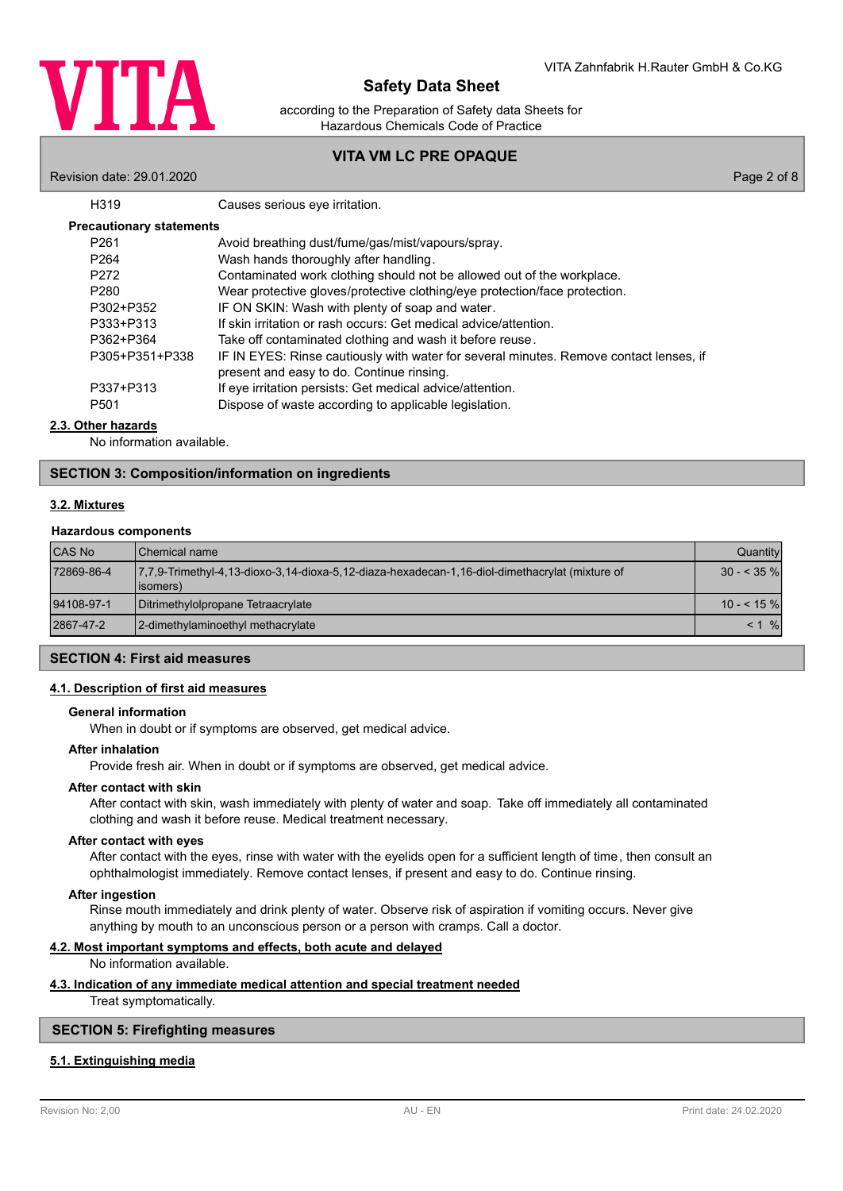| | |
|---|---|
| H319 | Causes serious eye irritation. |

**Precautionary statements**

| | |
|---|---|
| P261 | Avoid breathing dust/fume/gas/mist/vapours/spray. |
| P264 | Wash hands thoroughly after handling. |
| P272 | Contaminated work clothing should not be allowed out of the workplace. |
| P280 | Wear protective gloves/protective clothing/eye protection/face protection. |
| P302+P352 | IF ON SKIN: Wash with plenty of soap and water. |
| P333+P313 | If skin irritation or rash occurs: Get medical advice/attention. |
| P362+P364 | Take off contaminated clothing and wash it before reuse. |
| P305+P351+P338 | IF IN EYES: Rinse cautiously with water for several minutes. Remove contact lenses, if present and easy to do. Continue rinsing. |
| P337+P313 | If eye irritation persists: Get medical advice/attention. |
| P501 | Dispose of waste according to applicable legislation. |

### 2.3. Other hazards

No information available.

## SECTION 3: Composition/information on ingredients

### 3.2. Mixtures

**Hazardous components**

| CAS No | Chemical name | Quantity |
|---|---|---|
| 72869-86-4 | 7,7,9-Trimethyl-4,13-dioxo-3,14-dioxa-5,12-diaza-hexadecan-1,16-diol-dimethacrylat (mixture of isomers) | 30 - < 35 % |
| 94108-97-1 | Ditrimethylolpropane Tetraacrylate | 10 - < 15 % |
| 2867-47-2 | 2-dimethylaminoethyl methacrylate | < 1 % |

## SECTION 4: First aid measures

### 4.1. Description of first aid measures

**General information**

When in doubt or if symptoms are observed, get medical advice.

**After inhalation**

Provide fresh air. When in doubt or if symptoms are observed, get medical advice.

**After contact with skin**

After contact with skin, wash immediately with plenty of water and soap. Take off immediately all contaminated clothing and wash it before reuse. Medical treatment necessary.

**After contact with eyes**

After contact with the eyes, rinse with water with the eyelids open for a sufficient length of time, then consult an ophthalmologist immediately. Remove contact lenses, if present and easy to do. Continue rinsing.

**After ingestion**

Rinse mouth immediately and drink plenty of water. Observe risk of aspiration if vomiting occurs. Never give anything by mouth to an unconscious person or a person with cramps. Call a doctor.

### 4.2. Most important symptoms and effects, both acute and delayed

No information available.

### 4.3. Indication of any immediate medical attention and special treatment needed

Treat symptomatically.

## SECTION 5: Firefighting measures

### 5.1. Extinguishing media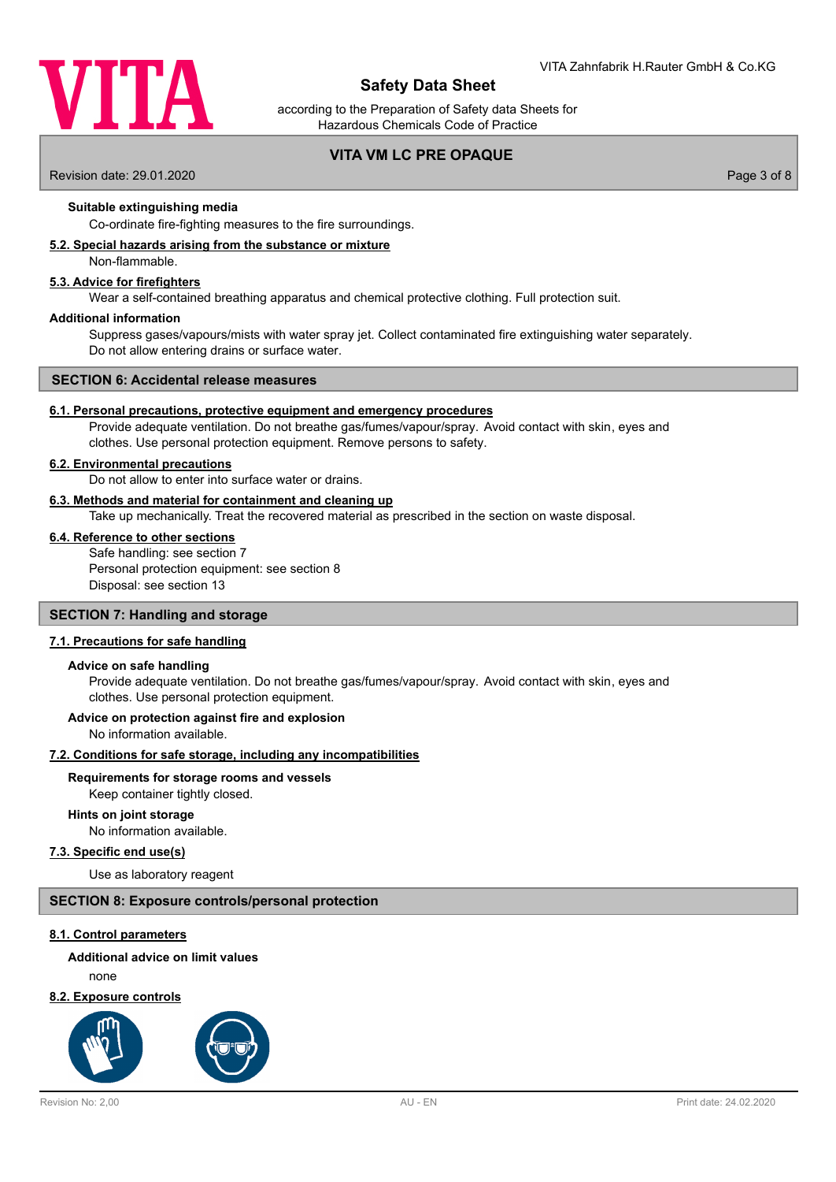**Suitable extinguishing media**

Co-ordinate fire-fighting measures to the fire surroundings.

### 5.2. Special hazards arising from the substance or mixture

Non-flammable.

### 5.3. Advice for firefighters

Wear a self-contained breathing apparatus and chemical protective clothing. Full protection suit.

**Additional information**

Suppress gases/vapours/mists with water spray jet. Collect contaminated fire extinguishing water separately. Do not allow entering drains or surface water.

## SECTION 6: Accidental release measures

### 6.1. Personal precautions, protective equipment and emergency procedures

Provide adequate ventilation. Do not breathe gas/fumes/vapour/spray. Avoid contact with skin, eyes and clothes. Use personal protection equipment. Remove persons to safety.

### 6.2. Environmental precautions

Do not allow to enter into surface water or drains.

### 6.3. Methods and material for containment and cleaning up

Take up mechanically. Treat the recovered material as prescribed in the section on waste disposal.

### 6.4. Reference to other sections

Safe handling: see section 7
Personal protection equipment: see section 8
Disposal: see section 13

## SECTION 7: Handling and storage

### 7.1. Precautions for safe handling

**Advice on safe handling**

Provide adequate ventilation. Do not breathe gas/fumes/vapour/spray. Avoid contact with skin, eyes and clothes. Use personal protection equipment.

**Advice on protection against fire and explosion**

No information available.

### 7.2. Conditions for safe storage, including any incompatibilities

**Requirements for storage rooms and vessels**

Keep container tightly closed.

**Hints on joint storage**

No information available.

### 7.3. Specific end use(s)

Use as laboratory reagent

## SECTION 8: Exposure controls/personal protection

### 8.1. Control parameters

**Additional advice on limit values**

none

### 8.2. Exposure controls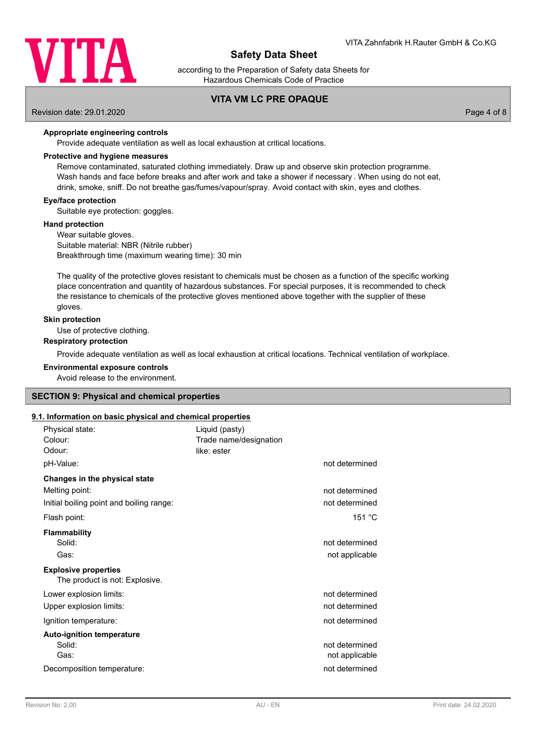**Appropriate engineering controls**

Provide adequate ventilation as well as local exhaustion at critical locations.

**Protective and hygiene measures**

Remove contaminated, saturated clothing immediately. Draw up and observe skin protection programme. Wash hands and face before breaks and after work and take a shower if necessary . When using do not eat, drink, smoke, sniff. Do not breathe gas/fumes/vapour/spray. Avoid contact with skin, eyes and clothes.

**Eye/face protection**

Suitable eye protection: goggles.

**Hand protection**

Wear suitable gloves.
Suitable material: NBR (Nitrile rubber)
Breakthrough time (maximum wearing time): 30 min

The quality of the protective gloves resistant to chemicals must be chosen as a function of the specific working place concentration and quantity of hazardous substances. For special purposes, it is recommended to check the resistance to chemicals of the protective gloves mentioned above together with the supplier of these gloves.

**Skin protection**

Use of protective clothing.

**Respiratory protection**

Provide adequate ventilation as well as local exhaustion at critical locations. Technical ventilation of workplace.

**Environmental exposure controls**

Avoid release to the environment.

## SECTION 9: Physical and chemical properties

### 9.1. Information on basic physical and chemical properties

| | | |
|---|---|---|
| Physical state: | Liquid (pasty) | |
| Colour: | Trade name/designation | |
| Odour: | like: ester | |
| pH-Value: | | not determined |
| **Changes in the physical state** | | |
| Melting point: | | not determined |
| Initial boiling point and boiling range: | | not determined |
| Flash point: | | 151 °C |
| **Flammability** | | |
| Solid: | | not determined |
| Gas: | | not applicable |
| **Explosive properties** | | |
| The product is not: Explosive. | | |
| Lower explosion limits: | | not determined |
| Upper explosion limits: | | not determined |
| Ignition temperature: | | not determined |
| **Auto-ignition temperature** | | |
| Solid: | | not determined |
| Gas: | | not applicable |
| Decomposition temperature: | | not determined |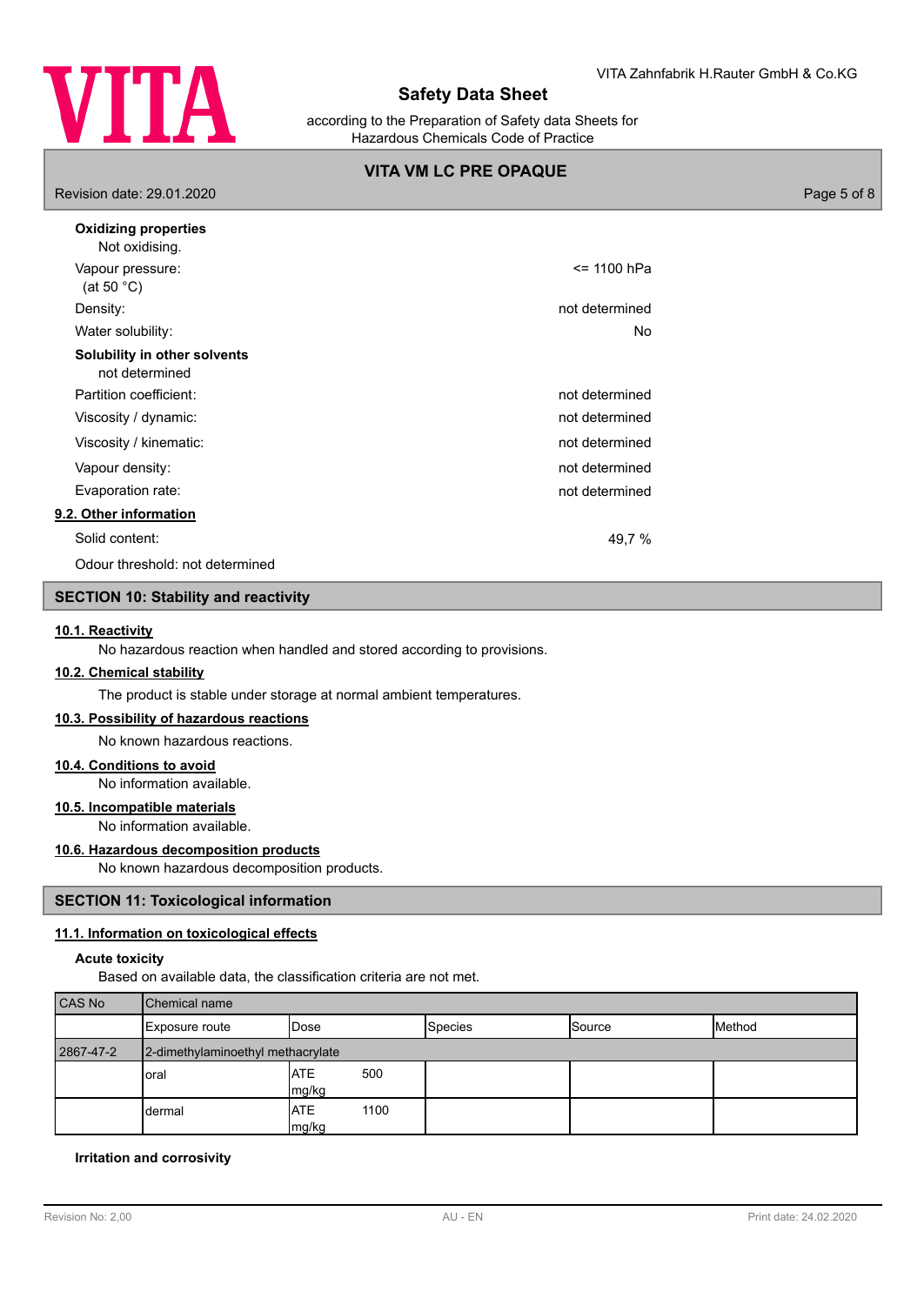**Oxidizing properties**

Not oxidising.

| | |
|---|---|
| Vapour pressure: (at 50 °C) | <= 1100 hPa |
| Density: | not determined |
| Water solubility: | No |

**Solubility in other solvents**

not determined

| | |
|---|---|
| Partition coefficient: | not determined |
| Viscosity / dynamic: | not determined |
| Viscosity / kinematic: | not determined |
| Vapour density: | not determined |
| Evaporation rate: | not determined |

**9.2. Other information**

| | |
|---|---|
| Solid content: | 49,7 % |

Odour threshold: not determined

## SECTION 10: Stability and reactivity

**10.1. Reactivity**

No hazardous reaction when handled and stored according to provisions.

**10.2. Chemical stability**

The product is stable under storage at normal ambient temperatures.

**10.3. Possibility of hazardous reactions**

No known hazardous reactions.

**10.4. Conditions to avoid**

No information available.

**10.5. Incompatible materials**

No information available.

**10.6. Hazardous decomposition products**

No known hazardous decomposition products.

## SECTION 11: Toxicological information

**11.1. Information on toxicological effects**

**Acute toxicity**

Based on available data, the classification criteria are not met.

| CAS No | Chemical name | | | | |
|---|---|---|---|---|---|
| | Exposure route | Dose | Species | Source | Method |
| 2867-47-2 | 2-dimethylaminoethyl methacrylate | | | | |
| | oral | ATE 500 mg/kg | | | |
| | dermal | ATE 1100 mg/kg | | | |

**Irritation and corrosivity**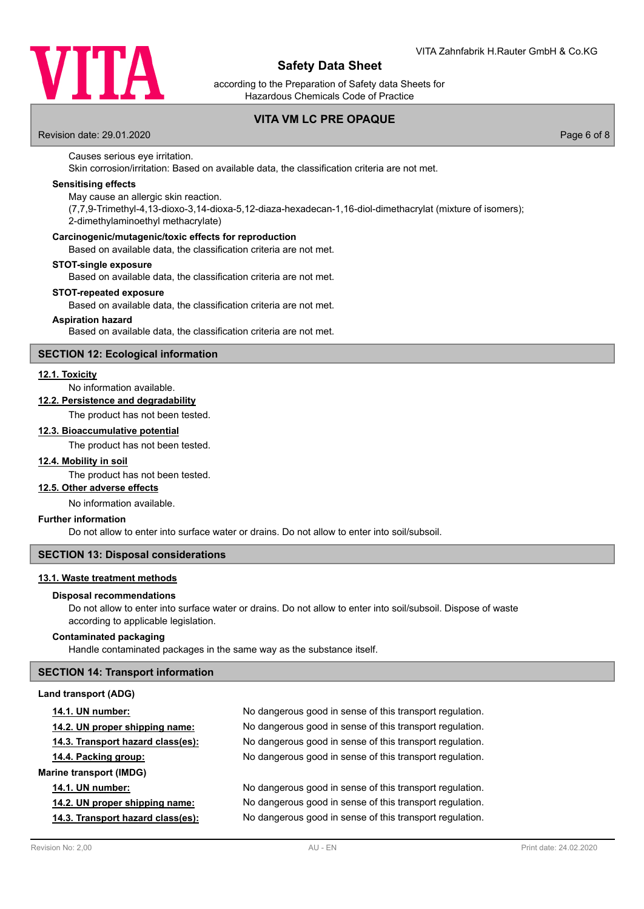Causes serious eye irritation.
Skin corrosion/irritation: Based on available data, the classification criteria are not met.

**Sensitising effects**

May cause an allergic skin reaction.
(7,7,9-Trimethyl-4,13-dioxo-3,14-dioxa-5,12-diaza-hexadecan-1,16-diol-dimethacrylat (mixture of isomers); 2-dimethylaminoethyl methacrylate)

**Carcinogenic/mutagenic/toxic effects for reproduction**

Based on available data, the classification criteria are not met.

**STOT-single exposure**

Based on available data, the classification criteria are not met.

**STOT-repeated exposure**

Based on available data, the classification criteria are not met.

**Aspiration hazard**

Based on available data, the classification criteria are not met.

## SECTION 12: Ecological information

### 12.1. Toxicity

No information available.

### 12.2. Persistence and degradability

The product has not been tested.

### 12.3. Bioaccumulative potential

The product has not been tested.

### 12.4. Mobility in soil

The product has not been tested.

### 12.5. Other adverse effects

No information available.

**Further information**

Do not allow to enter into surface water or drains. Do not allow to enter into soil/subsoil.

## SECTION 13: Disposal considerations

### 13.1. Waste treatment methods

**Disposal recommendations**

Do not allow to enter into surface water or drains. Do not allow to enter into soil/subsoil. Dispose of waste according to applicable legislation.

**Contaminated packaging**

Handle contaminated packages in the same way as the substance itself.

## SECTION 14: Transport information

**Land transport (ADG)**

| | |
|---|---|
| **14.1. UN number:** | No dangerous good in sense of this transport regulation. |
| **14.2. UN proper shipping name:** | No dangerous good in sense of this transport regulation. |
| **14.3. Transport hazard class(es):** | No dangerous good in sense of this transport regulation. |
| **14.4. Packing group:** | No dangerous good in sense of this transport regulation. |

**Marine transport (IMDG)**

| | |
|---|---|
| **14.1. UN number:** | No dangerous good in sense of this transport regulation. |
| **14.2. UN proper shipping name:** | No dangerous good in sense of this transport regulation. |
| **14.3. Transport hazard class(es):** | No dangerous good in sense of this transport regulation. |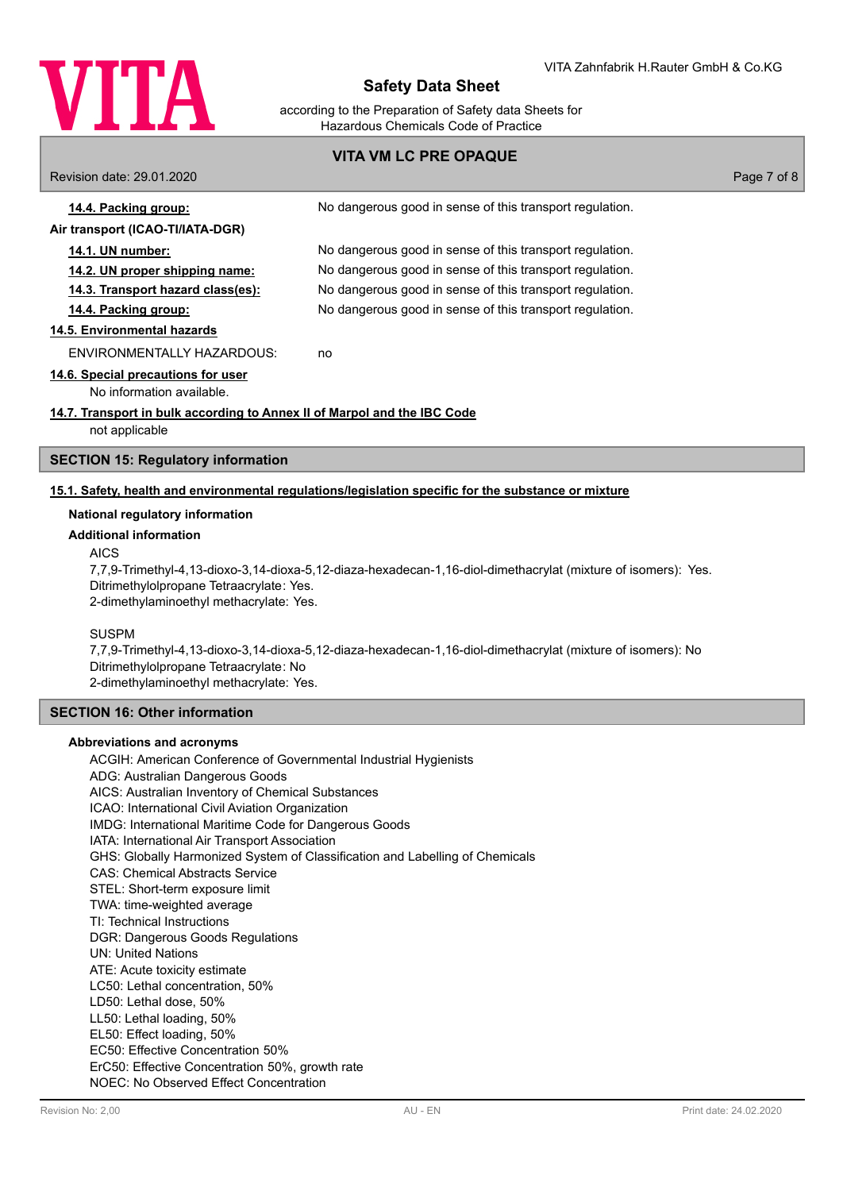**14.4. Packing group:** No dangerous good in sense of this transport regulation.

**Air transport (ICAO-TI/IATA-DGR)**

**14.1. UN number:** No dangerous good in sense of this transport regulation.

**14.2. UN proper shipping name:** No dangerous good in sense of this transport regulation.

**14.3. Transport hazard class(es):** No dangerous good in sense of this transport regulation.

**14.4. Packing group:** No dangerous good in sense of this transport regulation.

**14.5. Environmental hazards**

ENVIRONMENTALLY HAZARDOUS: no

**14.6. Special precautions for user**

No information available.

**14.7. Transport in bulk according to Annex II of Marpol and the IBC Code**

not applicable

## SECTION 15: Regulatory information

**15.1. Safety, health and environmental regulations/legislation specific for the substance or mixture**

**National regulatory information**

**Additional information**

AICS

7,7,9-Trimethyl-4,13-dioxo-3,14-dioxa-5,12-diaza-hexadecan-1,16-diol-dimethacrylat (mixture of isomers): Yes.
Ditrimethylolpropane Tetraacrylate: Yes.
2-dimethylaminoethyl methacrylate: Yes.

SUSPM

7,7,9-Trimethyl-4,13-dioxo-3,14-dioxa-5,12-diaza-hexadecan-1,16-diol-dimethacrylat (mixture of isomers): No
Ditrimethylolpropane Tetraacrylate: No
2-dimethylaminoethyl methacrylate: Yes.

## SECTION 16: Other information

**Abbreviations and acronyms**

ACGIH: American Conference of Governmental Industrial Hygienists
ADG: Australian Dangerous Goods
AICS: Australian Inventory of Chemical Substances
ICAO: International Civil Aviation Organization
IMDG: International Maritime Code for Dangerous Goods
IATA: International Air Transport Association
GHS: Globally Harmonized System of Classification and Labelling of Chemicals
CAS: Chemical Abstracts Service
STEL: Short-term exposure limit
TWA: time-weighted average
TI: Technical Instructions
DGR: Dangerous Goods Regulations
UN: United Nations
ATE: Acute toxicity estimate
LC50: Lethal concentration, 50%
LD50: Lethal dose, 50%
LL50: Lethal loading, 50%
EL50: Effect loading, 50%
EC50: Effective Concentration 50%
ErC50: Effective Concentration 50%, growth rate
NOEC: No Observed Effect Concentration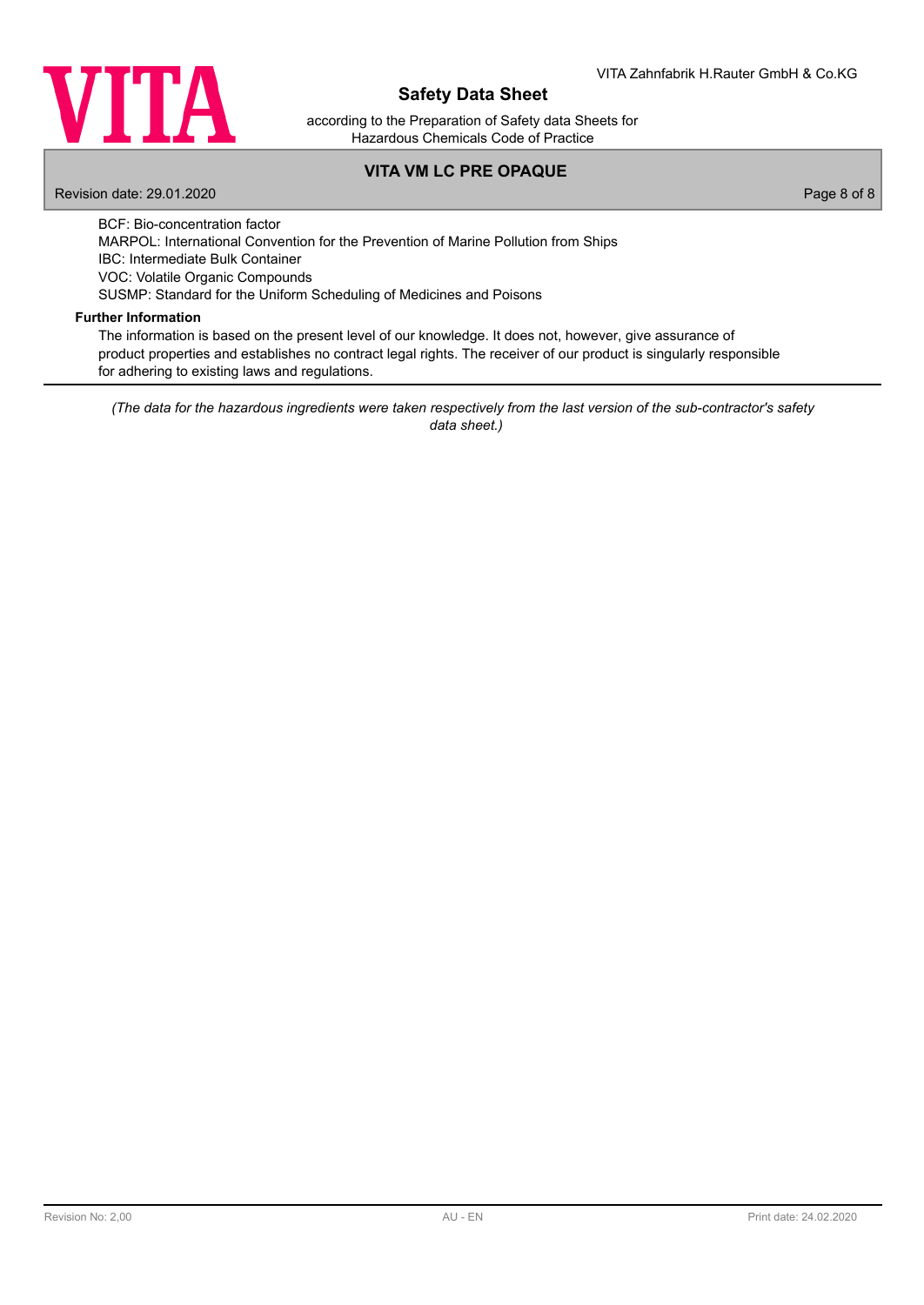BCF: Bio-concentration factor
MARPOL: International Convention for the Prevention of Marine Pollution from Ships
IBC: Intermediate Bulk Container
VOC: Volatile Organic Compounds
SUSMP: Standard for the Uniform Scheduling of Medicines and Poisons

**Further Information**

The information is based on the present level of our knowledge. It does not, however, give assurance of product properties and establishes no contract legal rights. The receiver of our product is singularly responsible for adhering to existing laws and regulations.

*(The data for the hazardous ingredients were taken respectively from the last version of the sub-contractor's safety data sheet.)*